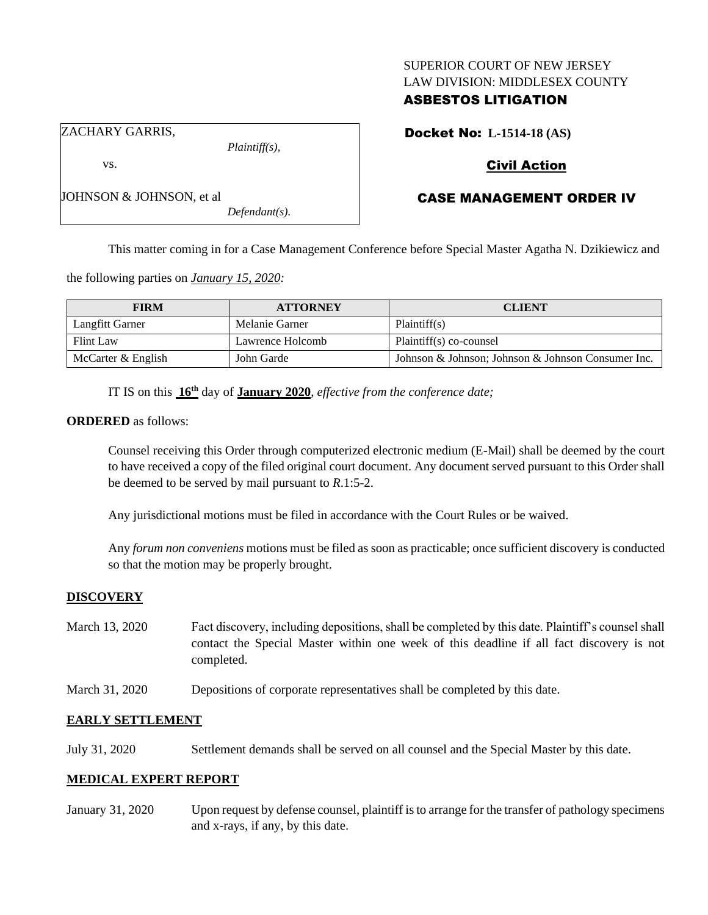SUPERIOR COURT OF NEW JERSEY
LAW DIVISION: MIDDLESEX COUNTY
**ASBESTOS LITIGATION**

ZACHARY GARRIS,
*Plaintiff(s),*

vs.

JOHNSON & JOHNSON, et al
*Defendant(s).*

**Docket No: L-1514-18 (AS)**

**Civil Action**

**CASE MANAGEMENT ORDER IV**

This matter coming in for a Case Management Conference before Special Master Agatha N. Dzikiewicz and the following parties on *January 15, 2020:*

| FIRM | ATTORNEY | CLIENT |
|---|---|---|
| Langfitt Garner | Melanie Garner | Plaintiff(s) |
| Flint Law | Lawrence Holcomb | Plaintiff(s) co-counsel |
| McCarter & English | John Garde | Johnson & Johnson; Johnson & Johnson Consumer Inc. |

IT IS on this **16th** day of **January 2020**, *effective from the conference date;*

**ORDERED** as follows:

Counsel receiving this Order through computerized electronic medium (E-Mail) shall be deemed by the court to have received a copy of the filed original court document. Any document served pursuant to this Order shall be deemed to be served by mail pursuant to *R*.1:5-2.

Any jurisdictional motions must be filed in accordance with the Court Rules or be waived.

Any *forum non conveniens* motions must be filed as soon as practicable; once sufficient discovery is conducted so that the motion may be properly brought.

## DISCOVERY

March 13, 2020 — Fact discovery, including depositions, shall be completed by this date. Plaintiff's counsel shall contact the Special Master within one week of this deadline if all fact discovery is not completed.

March 31, 2020 — Depositions of corporate representatives shall be completed by this date.

## EARLY SETTLEMENT

July 31, 2020 — Settlement demands shall be served on all counsel and the Special Master by this date.

## MEDICAL EXPERT REPORT

January 31, 2020 — Upon request by defense counsel, plaintiff is to arrange for the transfer of pathology specimens and x-rays, if any, by this date.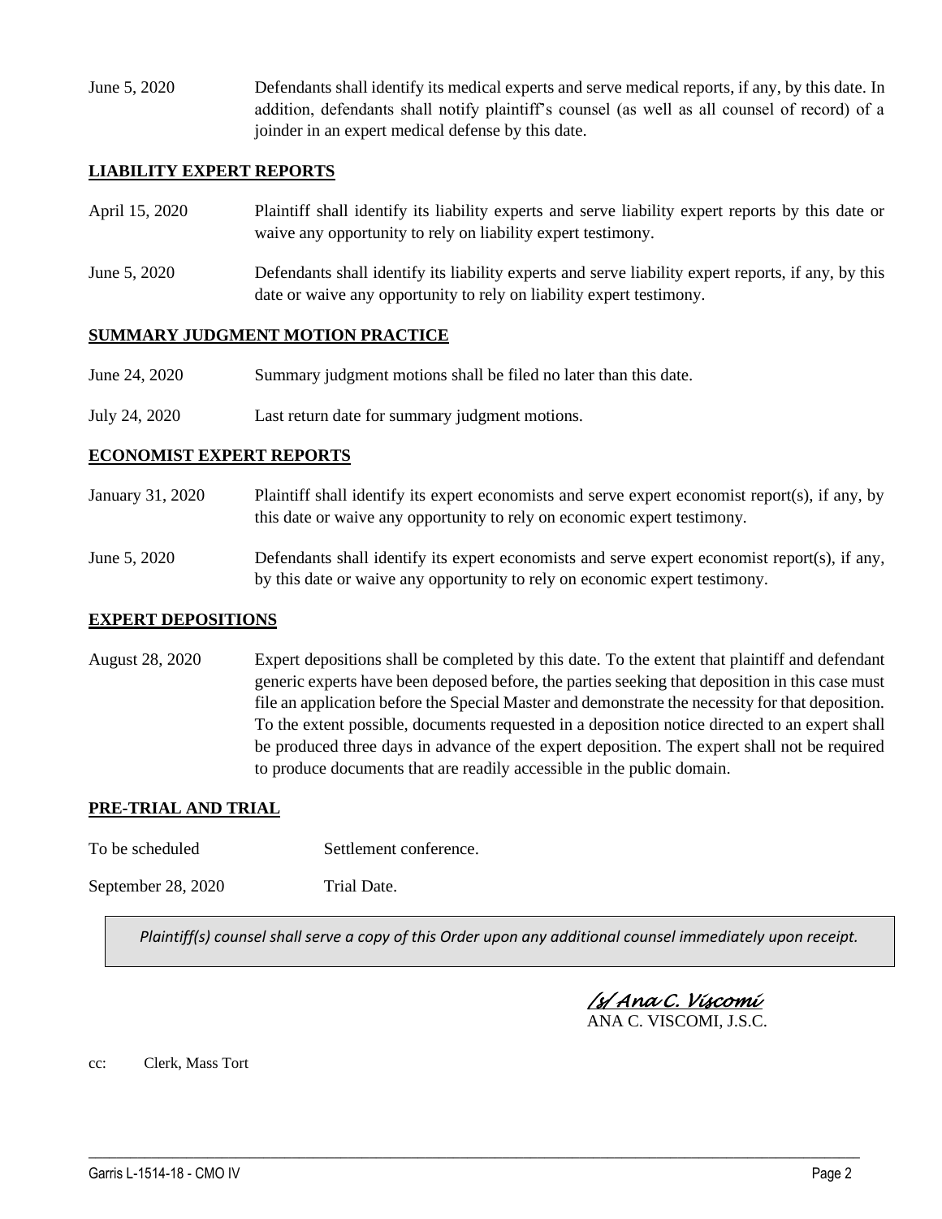| | |
|---|---|
| June 5, 2020 | Defendants shall identify its medical experts and serve medical reports, if any, by this date. In addition, defendants shall notify plaintiff's counsel (as well as all counsel of record) of a joinder in an expert medical defense by this date. |

**LIABILITY EXPERT REPORTS**

| | |
|---|---|
| April 15, 2020 | Plaintiff shall identify its liability experts and serve liability expert reports by this date or waive any opportunity to rely on liability expert testimony. |
| June 5, 2020 | Defendants shall identify its liability experts and serve liability expert reports, if any, by this date or waive any opportunity to rely on liability expert testimony. |

**SUMMARY JUDGMENT MOTION PRACTICE**

| | |
|---|---|
| June 24, 2020 | Summary judgment motions shall be filed no later than this date. |
| July 24, 2020 | Last return date for summary judgment motions. |

**ECONOMIST EXPERT REPORTS**

| | |
|---|---|
| January 31, 2020 | Plaintiff shall identify its expert economists and serve expert economist report(s), if any, by this date or waive any opportunity to rely on economic expert testimony. |
| June 5, 2020 | Defendants shall identify its expert economists and serve expert economist report(s), if any, by this date or waive any opportunity to rely on economic expert testimony. |

**EXPERT DEPOSITIONS**

| | |
|---|---|
| August 28, 2020 | Expert depositions shall be completed by this date. To the extent that plaintiff and defendant generic experts have been deposed before, the parties seeking that deposition in this case must file an application before the Special Master and demonstrate the necessity for that deposition. To the extent possible, documents requested in a deposition notice directed to an expert shall be produced three days in advance of the expert deposition. The expert shall not be required to produce documents that are readily accessible in the public domain. |

**PRE-TRIAL AND TRIAL**

| | |
|---|---|
| To be scheduled | Settlement conference. |
| September 28, 2020 | Trial Date. |

*Plaintiff(s) counsel shall serve a copy of this Order upon any additional counsel immediately upon receipt.*

*/s/ Ana C. Viscomi*
ANA C. VISCOMI, J.S.C.

cc: Clerk, Mass Tort